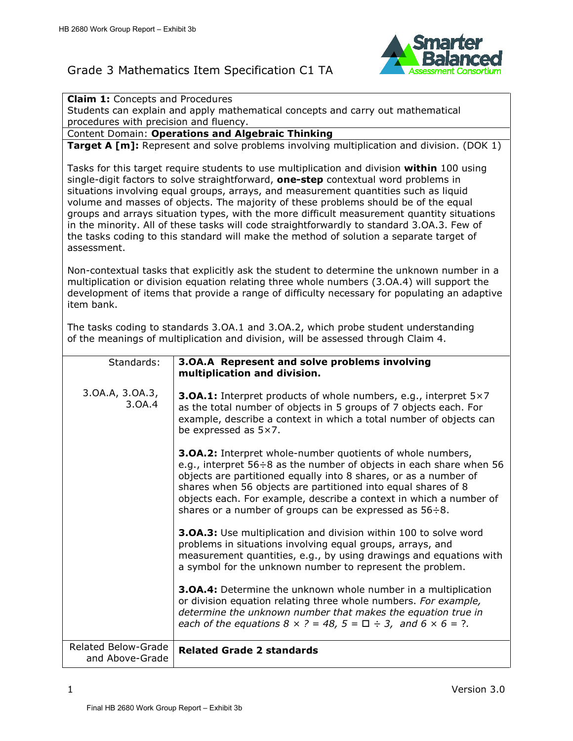# Grade 3 Mathematics Item Specification C1 TA

| |
|---|
| **Claim 1:** Concepts and Procedures<br>Students can explain and apply mathematical concepts and carry out mathematical procedures with precision and fluency. |
| Content Domain: **Operations and Algebraic Thinking** |
| **Target A [m]:** Represent and solve problems involving multiplication and division. (DOK 1)<br><br>Tasks for this target require students to use multiplication and division **within** 100 using single-digit factors to solve straightforward, **one-step** contextual word problems in situations involving equal groups, arrays, and measurement quantities such as liquid volume and masses of objects. The majority of these problems should be of the equal groups and arrays situation types, with the more difficult measurement quantity situations in the minority. All of these tasks will code straightforwardly to standard 3.OA.3. Few of the tasks coding to this standard will make the method of solution a separate target of assessment.<br><br>Non-contextual tasks that explicitly ask the student to determine the unknown number in a multiplication or division equation relating three whole numbers (3.OA.4) will support the development of items that provide a range of difficulty necessary for populating an adaptive item bank.<br><br>The tasks coding to standards 3.OA.1 and 3.OA.2, which probe student understanding of the meanings of multiplication and division, will be assessed through Claim 4. |

| | |
|---|---|
| Standards:<br><br>3.OA.A, 3.OA.3, 3.OA.4 | **3.OA.A Represent and solve problems involving multiplication and division.**<br><br>**3.OA.1:** Interpret products of whole numbers, e.g., interpret $5\times7$ as the total number of objects in 5 groups of 7 objects each. For example, describe a context in which a total number of objects can be expressed as $5\times7$.<br><br>**3.OA.2:** Interpret whole-number quotients of whole numbers, e.g., interpret $56\div8$ as the number of objects in each share when 56 objects are partitioned equally into 8 shares, or as a number of shares when 56 objects are partitioned into equal shares of 8 objects each. For example, describe a context in which a number of shares or a number of groups can be expressed as $56\div8$.<br><br>**3.OA.3:** Use multiplication and division within 100 to solve word problems in situations involving equal groups, arrays, and measurement quantities, e.g., by using drawings and equations with a symbol for the unknown number to represent the problem.<br><br>**3.OA.4:** Determine the unknown whole number in a multiplication or division equation relating three whole numbers. *For example, determine the unknown number that makes the equation true in each of the equations* $8 \times ? = 48$, $5 = \square \div 3$, *and* $6 \times 6 = ?$. |
| Related Below-Grade and Above-Grade | **Related Grade 2 standards** |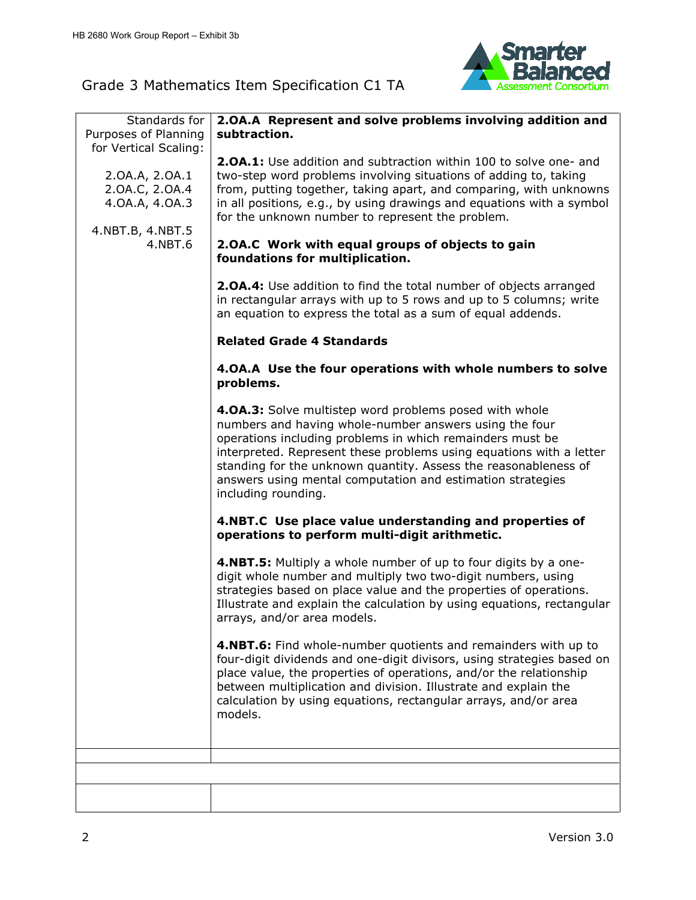# Grade 3 Mathematics Item Specification C1 TA

| | |
|---|---|
| Standards for Purposes of Planning for Vertical Scaling:<br><br>2.OA.A, 2.OA.1<br>2.OA.C, 2.OA.4<br>4.OA.A, 4.OA.3<br><br>4.NBT.B, 4.NBT.5<br>4.NBT.6 | **2.OA.A Represent and solve problems involving addition and subtraction.**<br><br>**2.OA.1:** Use addition and subtraction within 100 to solve one- and two-step word problems involving situations of adding to, taking from, putting together, taking apart, and comparing, with unknowns in all positions, e.g., by using drawings and equations with a symbol for the unknown number to represent the problem.<br><br>**2.OA.C Work with equal groups of objects to gain foundations for multiplication.**<br><br>**2.OA.4:** Use addition to find the total number of objects arranged in rectangular arrays with up to 5 rows and up to 5 columns; write an equation to express the total as a sum of equal addends.<br><br>**Related Grade 4 Standards**<br><br>**4.OA.A Use the four operations with whole numbers to solve problems.**<br><br>**4.OA.3:** Solve multistep word problems posed with whole numbers and having whole-number answers using the four operations including problems in which remainders must be interpreted. Represent these problems using equations with a letter standing for the unknown quantity. Assess the reasonableness of answers using mental computation and estimation strategies including rounding.<br><br>**4.NBT.C Use place value understanding and properties of operations to perform multi-digit arithmetic.**<br><br>**4.NBT.5:** Multiply a whole number of up to four digits by a one-digit whole number and multiply two two-digit numbers, using strategies based on place value and the properties of operations. Illustrate and explain the calculation by using equations, rectangular arrays, and/or area models.<br><br>**4.NBT.6:** Find whole-number quotients and remainders with up to four-digit dividends and one-digit divisors, using strategies based on place value, the properties of operations, and/or the relationship between multiplication and division. Illustrate and explain the calculation by using equations, rectangular arrays, and/or area models. |
| | |
| | |
| | |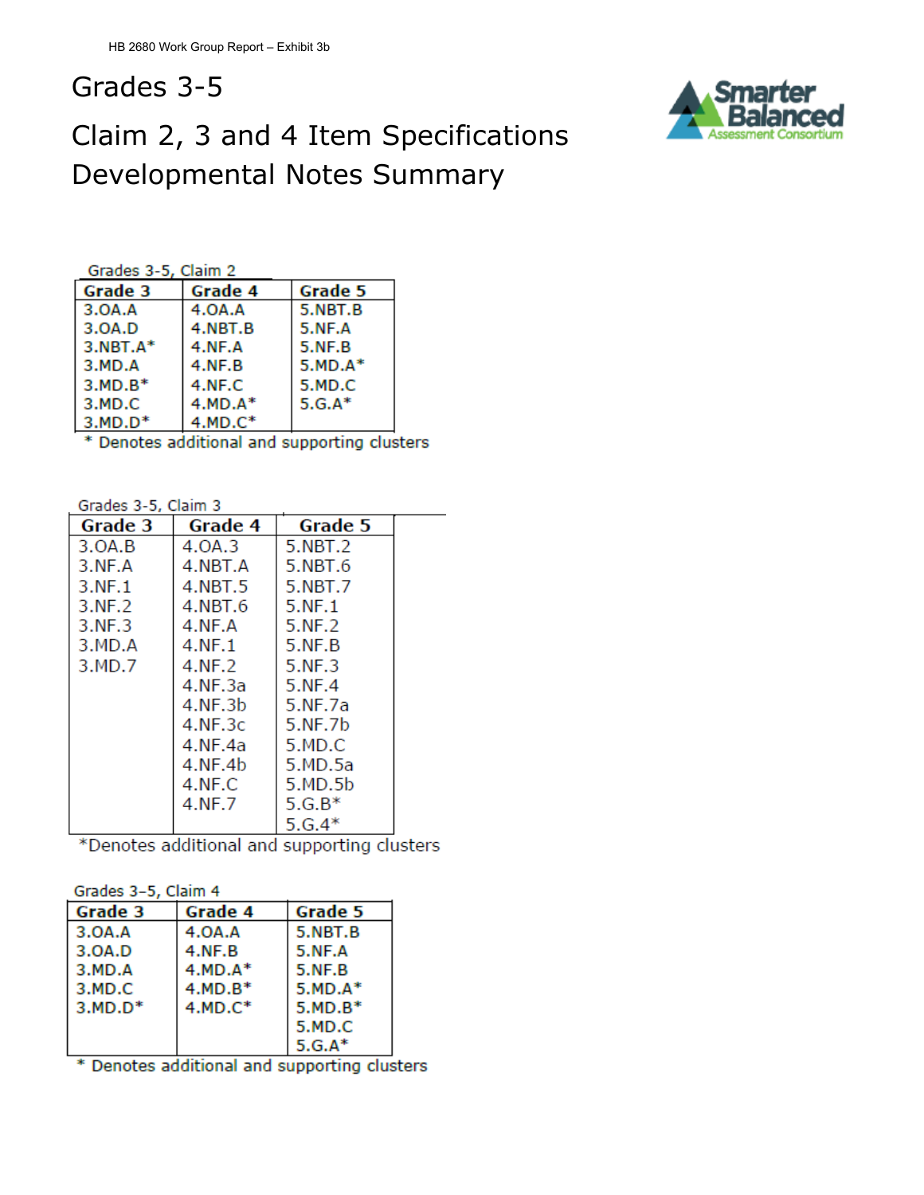# Grades 3-5

# Claim 2, 3 and 4 Item Specifications Developmental Notes Summary

Grades 3-5, Claim 2

| Grade 3 | Grade 4 | Grade 5 |
|---|---|---|
| 3.OA.A | 4.OA.A | 5.NBT.B |
| 3.OA.D | 4.NBT.B | 5.NF.A |
| 3.NBT.A* | 4.NF.A | 5.NF.B |
| 3.MD.A | 4.NF.B | 5.MD.A* |
| 3.MD.B* | 4.NF.C | 5.MD.C |
| 3.MD.C | 4.MD.A* | 5.G.A* |
| 3.MD.D* | 4.MD.C* | |

* Denotes additional and supporting clusters

Grades 3-5, Claim 3

| Grade 3 | Grade 4 | Grade 5 |
|---|---|---|
| 3.OA.B | 4.OA.3 | 5.NBT.2 |
| 3.NF.A | 4.NBT.A | 5.NBT.6 |
| 3.NF.1 | 4.NBT.5 | 5.NBT.7 |
| 3.NF.2 | 4.NBT.6 | 5.NF.1 |
| 3.NF.3 | 4.NF.A | 5.NF.2 |
| 3.MD.A | 4.NF.1 | 5.NF.B |
| 3.MD.7 | 4.NF.2 | 5.NF.3 |
| | 4.NF.3a | 5.NF.4 |
| | 4.NF.3b | 5.NF.7a |
| | 4.NF.3c | 5.NF.7b |
| | 4.NF.4a | 5.MD.C |
| | 4.NF.4b | 5.MD.5a |
| | 4.NF.C | 5.MD.5b |
| | 4.NF.7 | 5.G.B* |
| | | 5.G.4* |

*Denotes additional and supporting clusters

Grades 3–5, Claim 4

| Grade 3 | Grade 4 | Grade 5 |
|---|---|---|
| 3.OA.A | 4.OA.A | 5.NBT.B |
| 3.OA.D | 4.NF.B | 5.NF.A |
| 3.MD.A | 4.MD.A* | 5.NF.B |
| 3.MD.C | 4.MD.B* | 5.MD.A* |
| 3.MD.D* | 4.MD.C* | 5.MD.B* |
| | | 5.MD.C |
| | | 5.G.A* |

* Denotes additional and supporting clusters